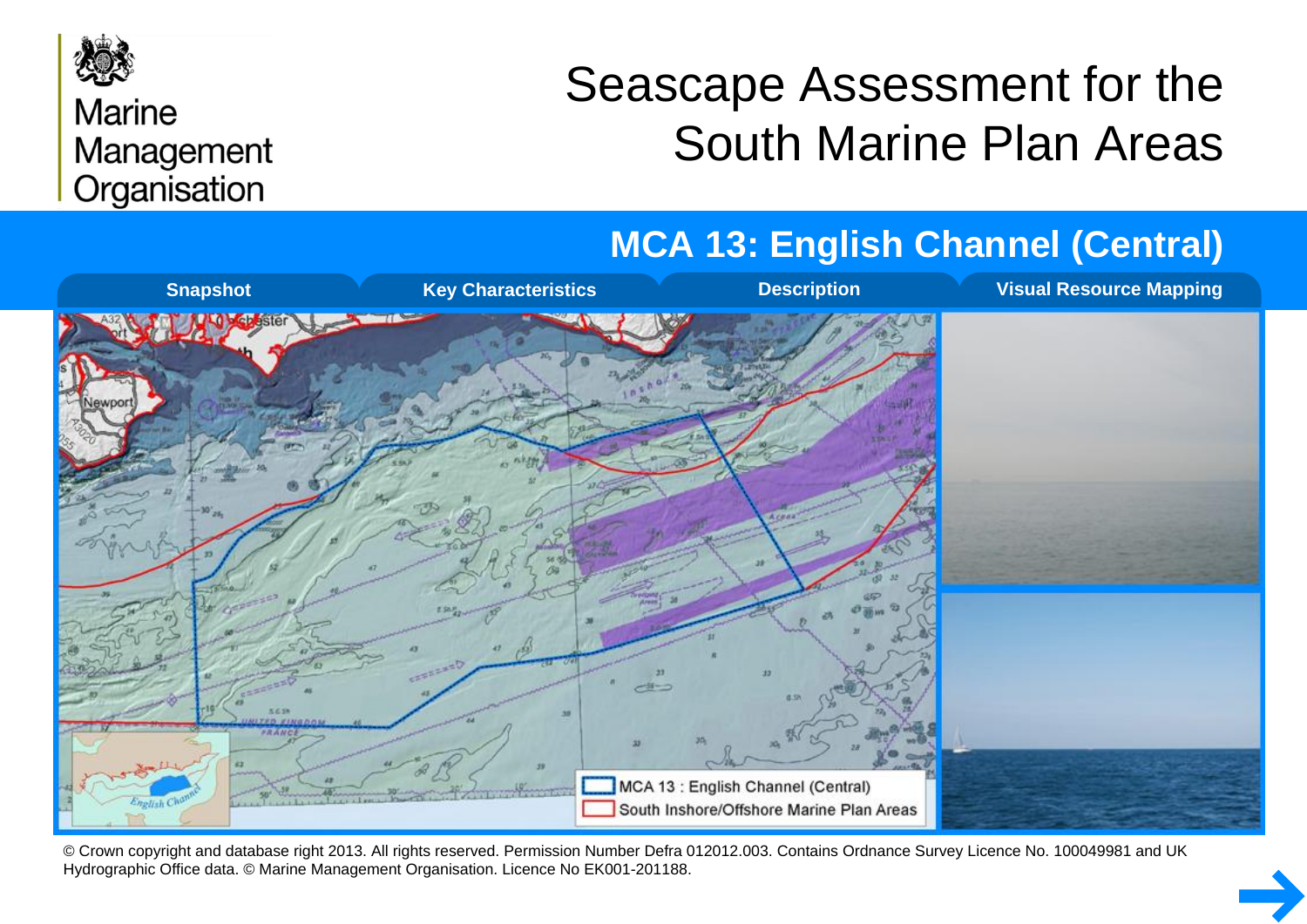Marine Management Organisation

# Seascape Assessment for the South Marine Plan Areas

## MCA 13: English Channel (Central)

Snapshot | Key Characteristics | Description | Visual Resource Mapping

MCA 13 : English Channel (Central)

South Inshore/Offshore Marine Plan Areas

© Crown copyright and database right 2013. All rights reserved. Permission Number Defra 012012.003. Contains Ordnance Survey Licence No. 100049981 and UK Hydrographic Office data. © Marine Management Organisation. Licence No EK001-201188.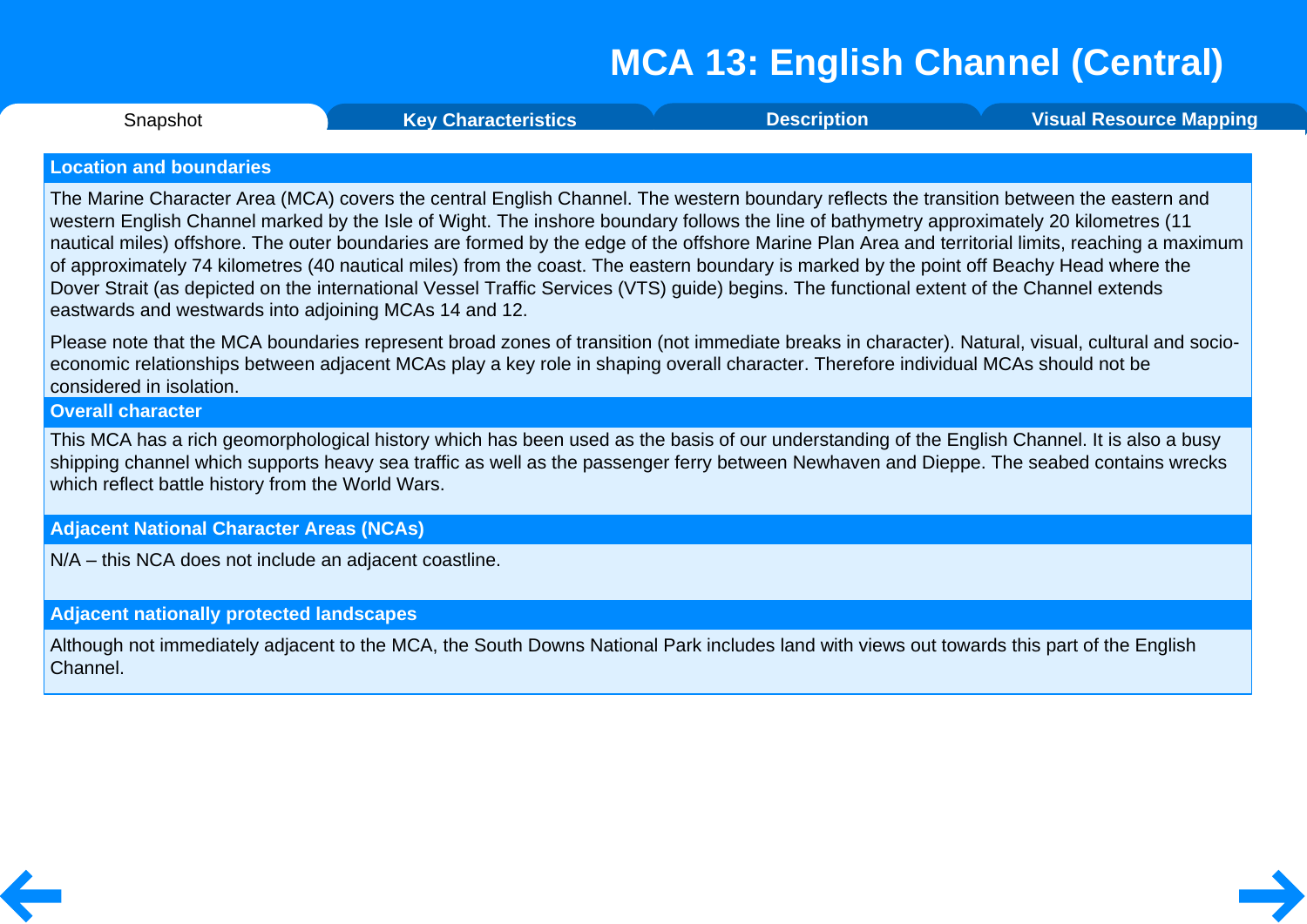# MCA 13: English Channel (Central)

Snapshot | Key Characteristics | Description | Visual Resource Mapping

## Location and boundaries

The Marine Character Area (MCA) covers the central English Channel. The western boundary reflects the transition between the eastern and western English Channel marked by the Isle of Wight. The inshore boundary follows the line of bathymetry approximately 20 kilometres (11 nautical miles) offshore. The outer boundaries are formed by the edge of the offshore Marine Plan Area and territorial limits, reaching a maximum of approximately 74 kilometres (40 nautical miles) from the coast. The eastern boundary is marked by the point off Beachy Head where the Dover Strait (as depicted on the international Vessel Traffic Services (VTS) guide) begins. The functional extent of the Channel extends eastwards and westwards into adjoining MCAs 14 and 12.

Please note that the MCA boundaries represent broad zones of transition (not immediate breaks in character). Natural, visual, cultural and socio-economic relationships between adjacent MCAs play a key role in shaping overall character. Therefore individual MCAs should not be considered in isolation.

## Overall character

This MCA has a rich geomorphological history which has been used as the basis of our understanding of the English Channel. It is also a busy shipping channel which supports heavy sea traffic as well as the passenger ferry between Newhaven and Dieppe. The seabed contains wrecks which reflect battle history from the World Wars.

## Adjacent National Character Areas (NCAs)

N/A – this NCA does not include an adjacent coastline.

## Adjacent nationally protected landscapes

Although not immediately adjacent to the MCA, the South Downs National Park includes land with views out towards this part of the English Channel.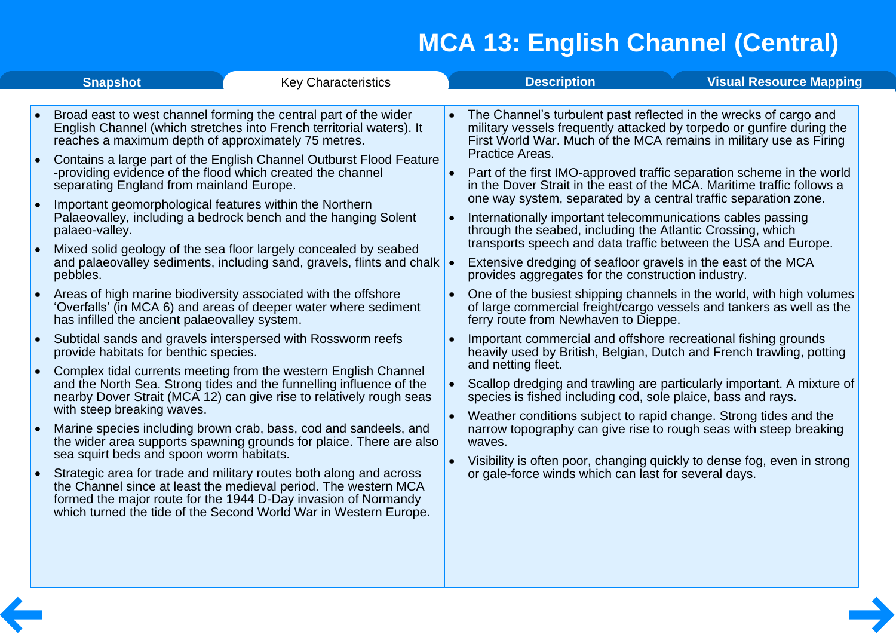# MCA 13: English Channel (Central)

Snapshot | Key Characteristics | Description | Visual Resource Mapping

- Broad east to west channel forming the central part of the wider English Channel (which stretches into French territorial waters). It reaches a maximum depth of approximately 75 metres.
- Contains a large part of the English Channel Outburst Flood Feature -providing evidence of the flood which created the channel separating England from mainland Europe.
- Important geomorphological features within the Northern Palaeovalley, including a bedrock bench and the hanging Solent palaeo-valley.
- Mixed solid geology of the sea floor largely concealed by seabed and palaeovalley sediments, including sand, gravels, flints and chalk pebbles.
- Areas of high marine biodiversity associated with the offshore 'Overfalls' (in MCA 6) and areas of deeper water where sediment has infilled the ancient palaeovalley system.
- Subtidal sands and gravels interspersed with Rossworm reefs provide habitats for benthic species.
- Complex tidal currents meeting from the western English Channel and the North Sea. Strong tides and the funnelling influence of the nearby Dover Strait (MCA 12) can give rise to relatively rough seas with steep breaking waves.
- Marine species including brown crab, bass, cod and sandeels, and the wider area supports spawning grounds for plaice. There are also sea squirt beds and spoon worm habitats.
- Strategic area for trade and military routes both along and across the Channel since at least the medieval period. The western MCA formed the major route for the 1944 D-Day invasion of Normandy which turned the tide of the Second World War in Western Europe.
- The Channel's turbulent past reflected in the wrecks of cargo and military vessels frequently attacked by torpedo or gunfire during the First World War. Much of the MCA remains in military use as Firing Practice Areas.
- Part of the first IMO-approved traffic separation scheme in the world in the Dover Strait in the east of the MCA. Maritime traffic follows a one way system, separated by a central traffic separation zone.
- Internationally important telecommunications cables passing through the seabed, including the Atlantic Crossing, which transports speech and data traffic between the USA and Europe.
- Extensive dredging of seafloor gravels in the east of the MCA provides aggregates for the construction industry.
- One of the busiest shipping channels in the world, with high volumes of large commercial freight/cargo vessels and tankers as well as the ferry route from Newhaven to Dieppe.
- Important commercial and offshore recreational fishing grounds heavily used by British, Belgian, Dutch and French trawling, potting and netting fleet.
- Scallop dredging and trawling are particularly important. A mixture of species is fished including cod, sole plaice, bass and rays.
- Weather conditions subject to rapid change. Strong tides and the narrow topography can give rise to rough seas with steep breaking waves.
- Visibility is often poor, changing quickly to dense fog, even in strong or gale-force winds which can last for several days.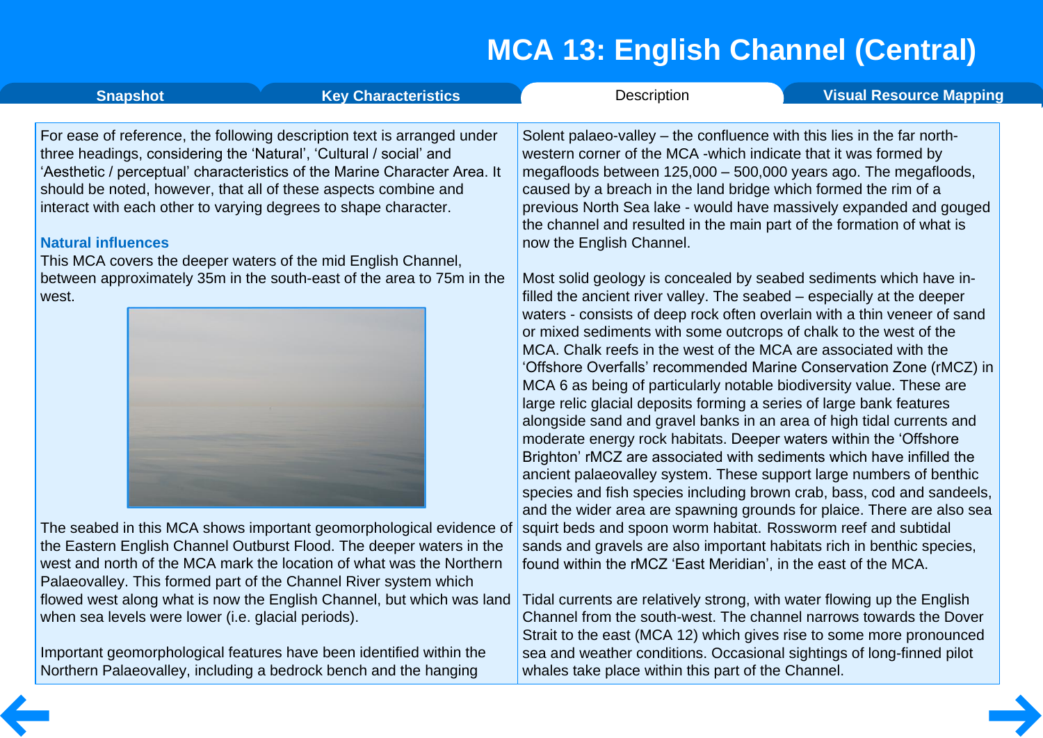# MCA 13: English Channel (Central)

Snapshot | Key Characteristics | Description | Visual Resource Mapping

For ease of reference, the following description text is arranged under three headings, considering the 'Natural', 'Cultural / social' and 'Aesthetic / perceptual' characteristics of the Marine Character Area. It should be noted, however, that all of these aspects combine and interact with each other to varying degrees to shape character.

### Natural influences

This MCA covers the deeper waters of the mid English Channel, between approximately 35m in the south-east of the area to 75m in the west.

The seabed in this MCA shows important geomorphological evidence of the Eastern English Channel Outburst Flood. The deeper waters in the west and north of the MCA mark the location of what was the Northern Palaeovalley. This formed part of the Channel River system which flowed west along what is now the English Channel, but which was land when sea levels were lower (i.e. glacial periods).

Important geomorphological features have been identified within the Northern Palaeovalley, including a bedrock bench and the hanging Solent palaeo-valley – the confluence with this lies in the far north-western corner of the MCA -which indicate that it was formed by megafloods between 125,000 – 500,000 years ago. The megafloods, caused by a breach in the land bridge which formed the rim of a previous North Sea lake - would have massively expanded and gouged the channel and resulted in the main part of the formation of what is now the English Channel.

Most solid geology is concealed by seabed sediments which have in-filled the ancient river valley. The seabed – especially at the deeper waters - consists of deep rock often overlain with a thin veneer of sand or mixed sediments with some outcrops of chalk to the west of the MCA. Chalk reefs in the west of the MCA are associated with the 'Offshore Overfalls' recommended Marine Conservation Zone (rMCZ) in MCA 6 as being of particularly notable biodiversity value. These are large relic glacial deposits forming a series of large bank features alongside sand and gravel banks in an area of high tidal currents and moderate energy rock habitats. Deeper waters within the 'Offshore Brighton' rMCZ are associated with sediments which have infilled the ancient palaeovalley system. These support large numbers of benthic species and fish species including brown crab, bass, cod and sandeels, and the wider area are spawning grounds for plaice. There are also sea squirt beds and spoon worm habitat. Rossworm reef and subtidal sands and gravels are also important habitats rich in benthic species, found within the rMCZ 'East Meridian', in the east of the MCA.

Tidal currents are relatively strong, with water flowing up the English Channel from the south-west. The channel narrows towards the Dover Strait to the east (MCA 12) which gives rise to some more pronounced sea and weather conditions. Occasional sightings of long-finned pilot whales take place within this part of the Channel.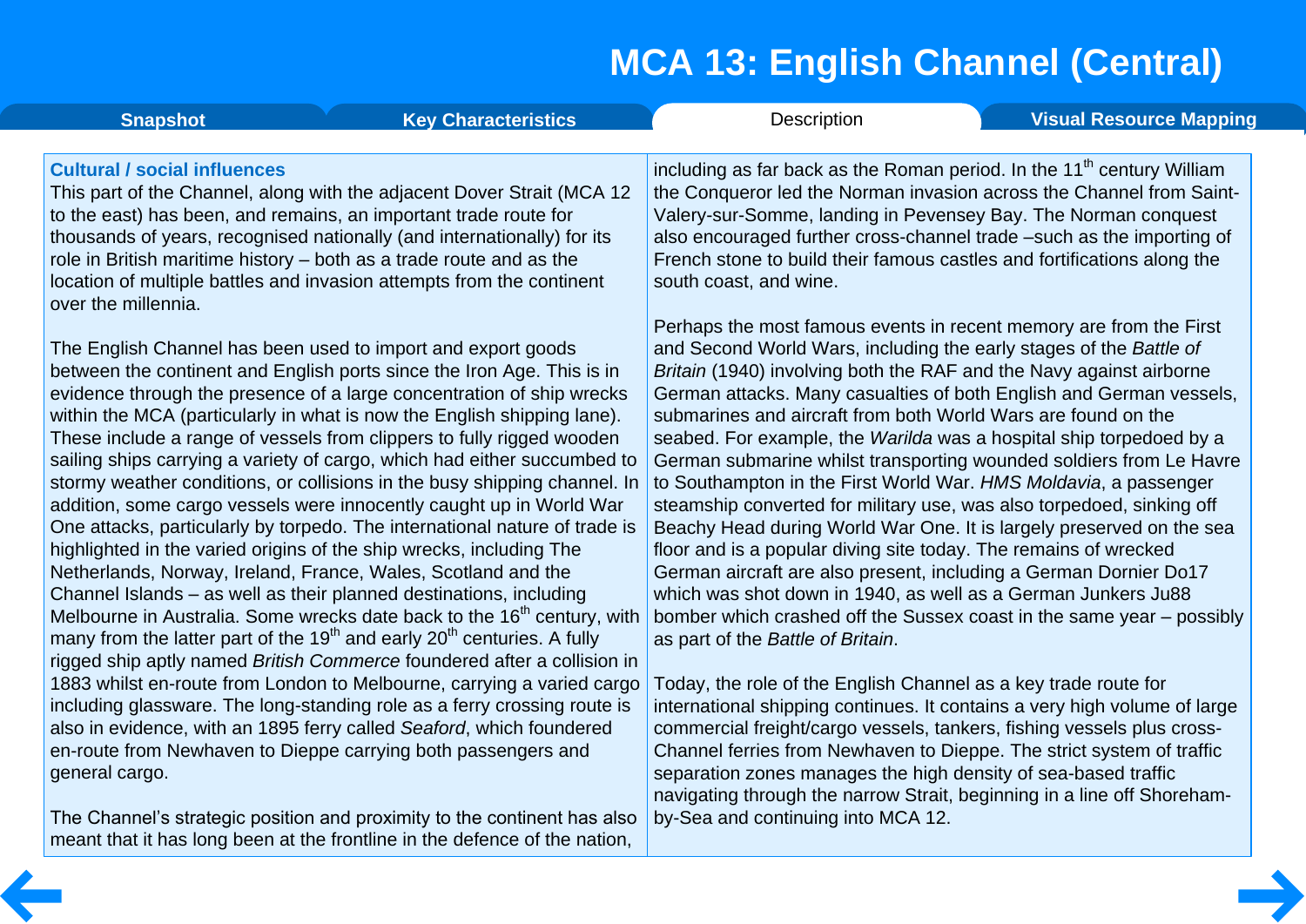# MCA 13: English Channel (Central)

Snapshot | Key Characteristics | Description | Visual Resource Mapping

### Cultural / social influences

This part of the Channel, along with the adjacent Dover Strait (MCA 12 to the east) has been, and remains, an important trade route for thousands of years, recognised nationally (and internationally) for its role in British maritime history – both as a trade route and as the location of multiple battles and invasion attempts from the continent over the millennia.

The English Channel has been used to import and export goods between the continent and English ports since the Iron Age. This is in evidence through the presence of a large concentration of ship wrecks within the MCA (particularly in what is now the English shipping lane). These include a range of vessels from clippers to fully rigged wooden sailing ships carrying a variety of cargo, which had either succumbed to stormy weather conditions, or collisions in the busy shipping channel. In addition, some cargo vessels were innocently caught up in World War One attacks, particularly by torpedo. The international nature of trade is highlighted in the varied origins of the ship wrecks, including The Netherlands, Norway, Ireland, France, Wales, Scotland and the Channel Islands – as well as their planned destinations, including Melbourne in Australia. Some wrecks date back to the 16th century, with many from the latter part of the 19th and early 20th centuries. A fully rigged ship aptly named *British Commerce* foundered after a collision in 1883 whilst en-route from London to Melbourne, carrying a varied cargo including glassware. The long-standing role as a ferry crossing route is also in evidence, with an 1895 ferry called *Seaford*, which foundered en-route from Newhaven to Dieppe carrying both passengers and general cargo.

The Channel's strategic position and proximity to the continent has also meant that it has long been at the frontline in the defence of the nation, including as far back as the Roman period. In the 11th century William the Conqueror led the Norman invasion across the Channel from Saint-Valery-sur-Somme, landing in Pevensey Bay. The Norman conquest also encouraged further cross-channel trade –such as the importing of French stone to build their famous castles and fortifications along the south coast, and wine.

Perhaps the most famous events in recent memory are from the First and Second World Wars, including the early stages of the *Battle of Britain* (1940) involving both the RAF and the Navy against airborne German attacks. Many casualties of both English and German vessels, submarines and aircraft from both World Wars are found on the seabed. For example, the *Warilda* was a hospital ship torpedoed by a German submarine whilst transporting wounded soldiers from Le Havre to Southampton in the First World War. *HMS Moldavia*, a passenger steamship converted for military use, was also torpedoed, sinking off Beachy Head during World War One. It is largely preserved on the sea floor and is a popular diving site today. The remains of wrecked German aircraft are also present, including a German Dornier Do17 which was shot down in 1940, as well as a German Junkers Ju88 bomber which crashed off the Sussex coast in the same year – possibly as part of the *Battle of Britain*.

Today, the role of the English Channel as a key trade route for international shipping continues. It contains a very high volume of large commercial freight/cargo vessels, tankers, fishing vessels plus cross-Channel ferries from Newhaven to Dieppe. The strict system of traffic separation zones manages the high density of sea-based traffic navigating through the narrow Strait, beginning in a line off Shoreham-by-Sea and continuing into MCA 12.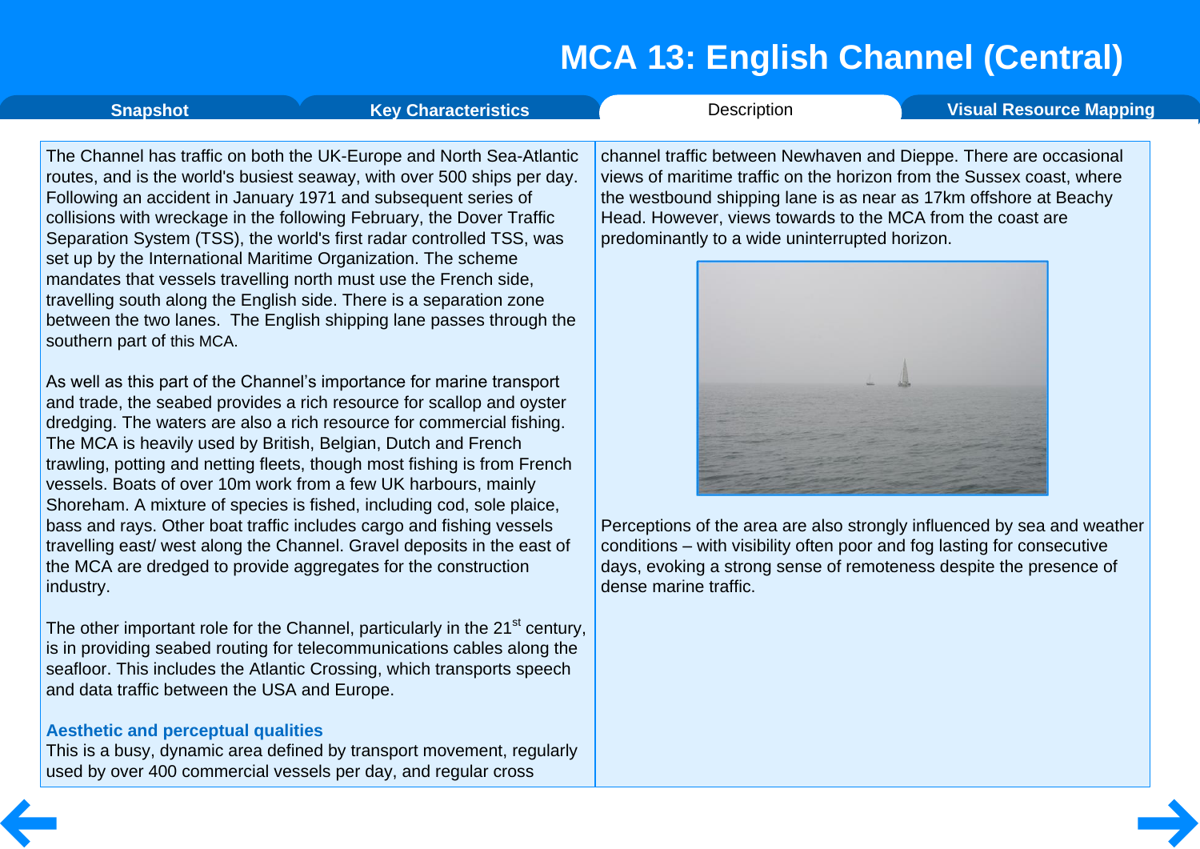# MCA 13: English Channel (Central)

Snapshot | Key Characteristics | Description | Visual Resource Mapping

The Channel has traffic on both the UK-Europe and North Sea-Atlantic routes, and is the world's busiest seaway, with over 500 ships per day. Following an accident in January 1971 and subsequent series of collisions with wreckage in the following February, the Dover Traffic Separation System (TSS), the world's first radar controlled TSS, was set up by the International Maritime Organization. The scheme mandates that vessels travelling north must use the French side, travelling south along the English side. There is a separation zone between the two lanes. The English shipping lane passes through the southern part of this MCA.

As well as this part of the Channel's importance for marine transport and trade, the seabed provides a rich resource for scallop and oyster dredging. The waters are also a rich resource for commercial fishing. The MCA is heavily used by British, Belgian, Dutch and French trawling, potting and netting fleets, though most fishing is from French vessels. Boats of over 10m work from a few UK harbours, mainly Shoreham. A mixture of species is fished, including cod, sole plaice, bass and rays. Other boat traffic includes cargo and fishing vessels travelling east/ west along the Channel. Gravel deposits in the east of the MCA are dredged to provide aggregates for the construction industry.

The other important role for the Channel, particularly in the 21st century, is in providing seabed routing for telecommunications cables along the seafloor. This includes the Atlantic Crossing, which transports speech and data traffic between the USA and Europe.

### Aesthetic and perceptual qualities

This is a busy, dynamic area defined by transport movement, regularly used by over 400 commercial vessels per day, and regular cross channel traffic between Newhaven and Dieppe. There are occasional views of maritime traffic on the horizon from the Sussex coast, where the westbound shipping lane is as near as 17km offshore at Beachy Head. However, views towards to the MCA from the coast are predominantly to a wide uninterrupted horizon.

Perceptions of the area are also strongly influenced by sea and weather conditions – with visibility often poor and fog lasting for consecutive days, evoking a strong sense of remoteness despite the presence of dense marine traffic.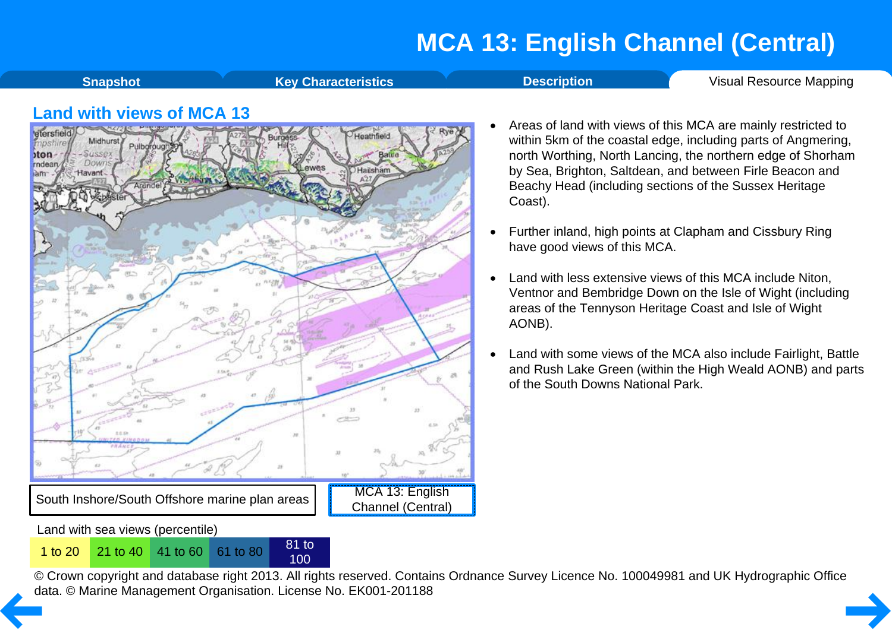# MCA 13: English Channel (Central)

Snapshot | Key Characteristics | Description | Visual Resource Mapping

## Land with views of MCA 13

South Inshore/South Offshore marine plan areas

MCA 13: English Channel (Central)

Land with sea views (percentile)

| 1 to 20 | 21 to 40 | 41 to 60 | 61 to 80 | 81 to 100 |
|---|---|---|---|---|

© Crown copyright and database right 2013. All rights reserved. Contains Ordnance Survey Licence No. 100049981 and UK Hydrographic Office data. © Marine Management Organisation. License No. EK001-201188

- Areas of land with views of this MCA are mainly restricted to within 5km of the coastal edge, including parts of Angmering, north Worthing, North Lancing, the northern edge of Shoreham by Sea, Brighton, Saltdean, and between Firle Beacon and Beachy Head (including sections of the Sussex Heritage Coast).
- Further inland, high points at Clapham and Cissbury Ring have good views of this MCA.
- Land with less extensive views of this MCA include Niton, Ventnor and Bembridge Down on the Isle of Wight (including areas of the Tennyson Heritage Coast and Isle of Wight AONB).
- Land with some views of the MCA also include Fairlight, Battle and Rush Lake Green (within the High Weald AONB) and parts of the South Downs National Park.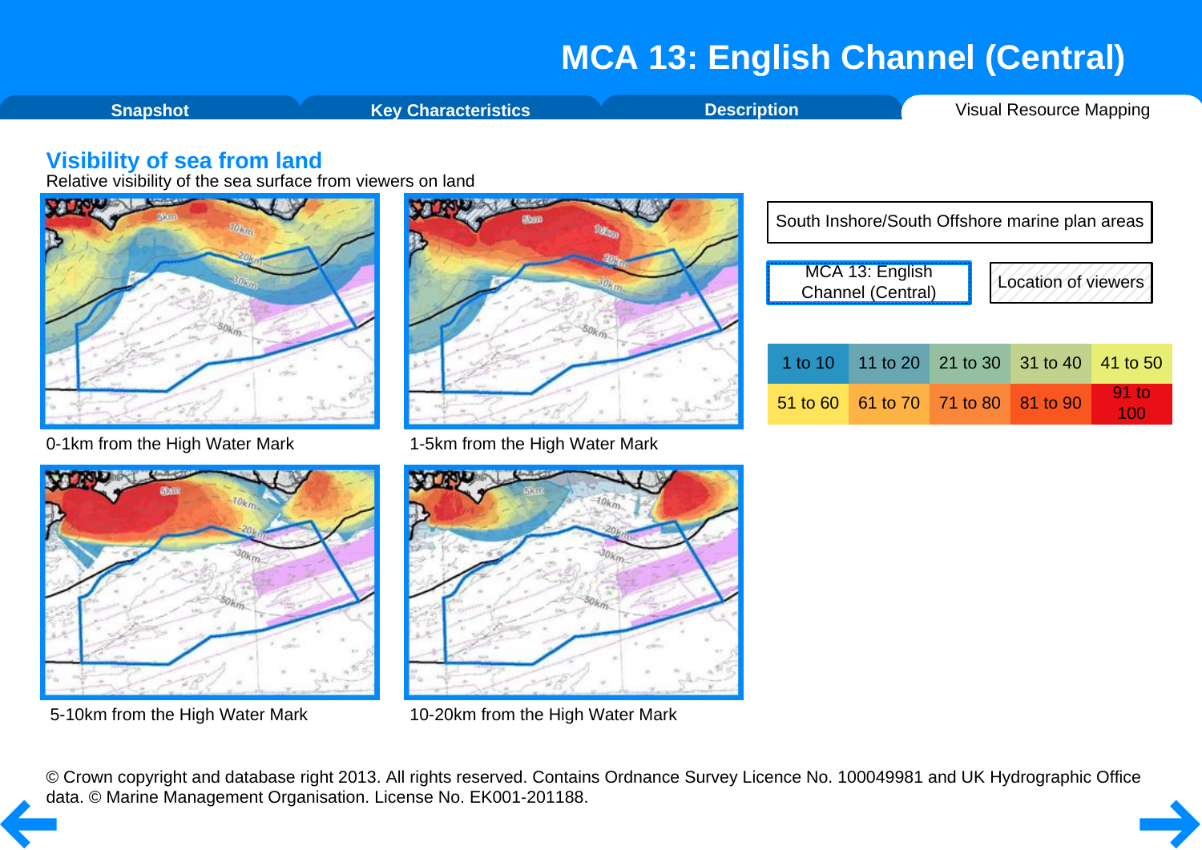# MCA 13: English Channel (Central)

Snapshot | Key Characteristics | Description | Visual Resource Mapping

## Visibility of sea from land

Relative visibility of the sea surface from viewers on land

0-1km from the High Water Mark

1-5km from the High Water Mark

5-10km from the High Water Mark

10-20km from the High Water Mark

South Inshore/South Offshore marine plan areas

MCA 13: English Channel (Central)

Location of viewers

| 1 to 10 | 11 to 20 | 21 to 30 | 31 to 40 | 41 to 50 |
|---|---|---|---|---|
| 51 to 60 | 61 to 70 | 71 to 80 | 81 to 90 | 91 to 100 |

© Crown copyright and database right 2013. All rights reserved. Contains Ordnance Survey Licence No. 100049981 and UK Hydrographic Office data. © Marine Management Organisation. License No. EK001-201188.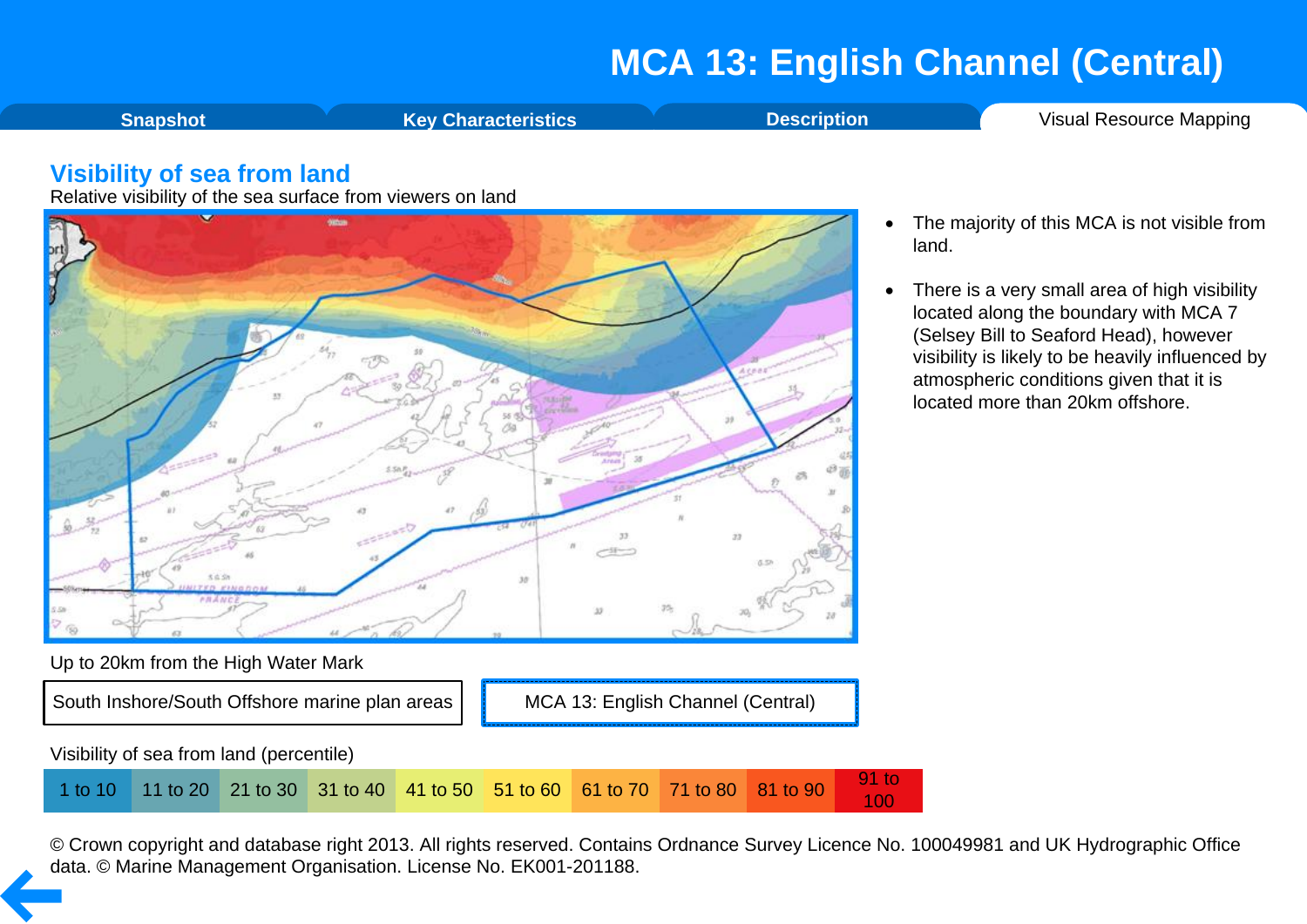# MCA 13: English Channel (Central)

Snapshot | Key Characteristics | Description | Visual Resource Mapping

## Visibility of sea from land

Relative visibility of the sea surface from viewers on land

Up to 20km from the High Water Mark

South Inshore/South Offshore marine plan areas

MCA 13: English Channel (Central)

Visibility of sea from land (percentile)

1 to 10
11 to 20
21 to 30
31 to 40
41 to 50
51 to 60
61 to 70
71 to 80
81 to 90
91 to 100

- The majority of this MCA is not visible from land.
- There is a very small area of high visibility located along the boundary with MCA 7 (Selsey Bill to Seaford Head), however visibility is likely to be heavily influenced by atmospheric conditions given that it is located more than 20km offshore.

© Crown copyright and database right 2013. All rights reserved. Contains Ordnance Survey Licence No. 100049981 and UK Hydrographic Office data. © Marine Management Organisation. License No. EK001-201188.